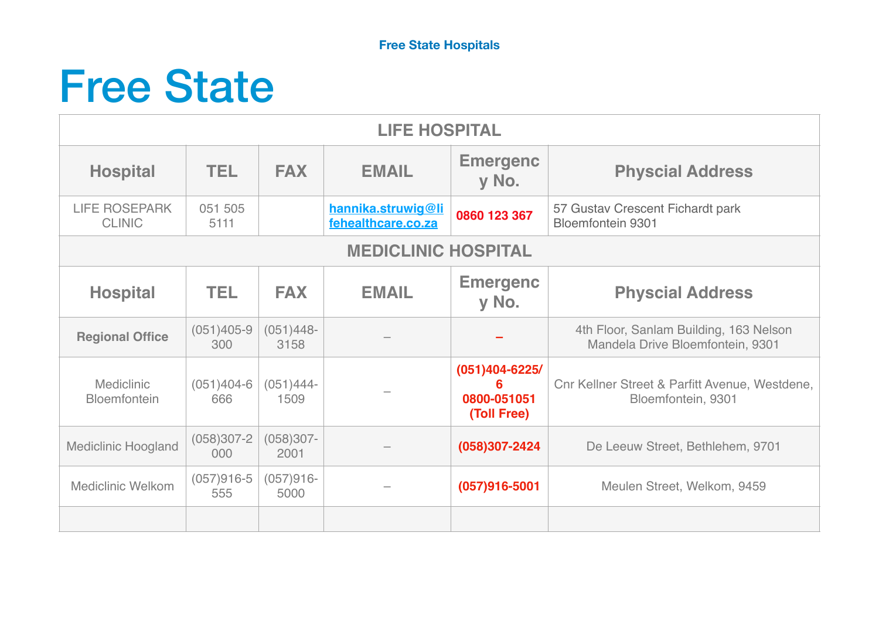# Free State

| LIFE HOSPITAL | | | | | |
|---|---|---|---|---|---|
| **Hospital** | **TEL** | **FAX** | **EMAIL** | **Emergency No.** | **Physcial Address** |
| LIFE ROSEPARK CLINIC | 051 505 5111 | | hannika.struwig@lifehealthcare.co.za | **0860 123 367** | 57 Gustav Crescent Fichardt park Bloemfontein 9301 |
| **MEDICLINIC HOSPITAL** | | | | | |
| **Hospital** | **TEL** | **FAX** | **EMAIL** | **Emergency No.** | **Physcial Address** |
| **Regional Office** | (051)405-9300 | (051)448-3158 | – | **–** | 4th Floor, Sanlam Building, 163 Nelson Mandela Drive Bloemfontein, 9301 |
| Mediclinic Bloemfontein | (051)404-6666 | (051)444-1509 | – | **(051)404-6225/6 0800-051051 (Toll Free)** | Cnr Kellner Street & Parfitt Avenue, Westdene, Bloemfontein, 9301 |
| Mediclinic Hoogland | (058)307-2000 | (058)307-2001 | – | **(058)307-2424** | De Leeuw Street, Bethlehem, 9701 |
| Mediclinic Welkom | (057)916-5555 | (057)916-5000 | – | **(057)916-5001** | Meulen Street, Welkom, 9459 |
| | | | | | |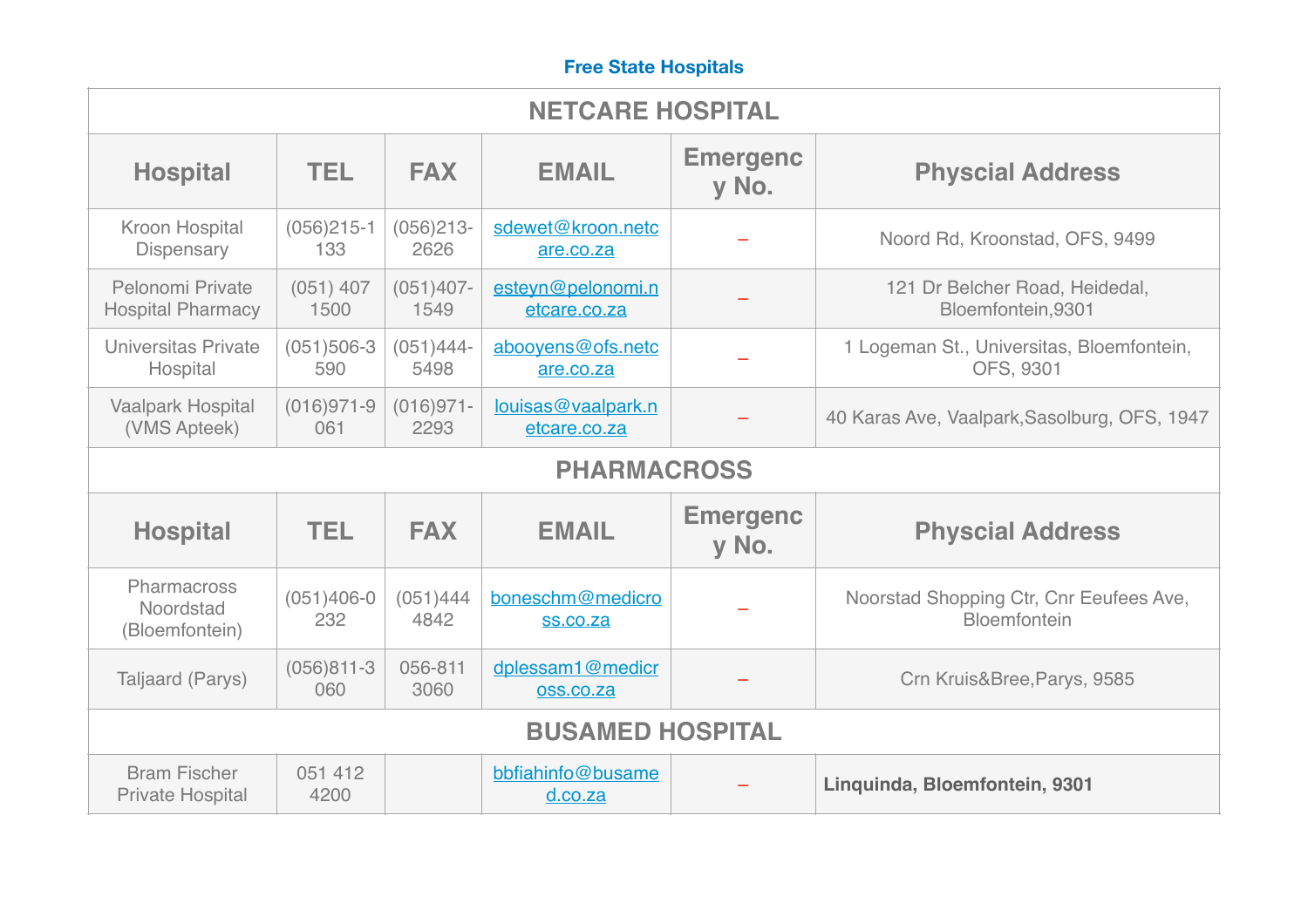**Free State Hospitals**

| NETCARE HOSPITAL | | | | | |
|---|---|---|---|---|---|
| **Hospital** | **TEL** | **FAX** | **EMAIL** | **Emergency No.** | **Physcial Address** |
| Kroon Hospital Dispensary | (056)215-1133 | (056)213-2626 | sdewet@kroon.netcare.co.za | – | Noord Rd, Kroonstad, OFS, 9499 |
| Pelonomi Private Hospital Pharmacy | (051) 407 1500 | (051)407-1549 | esteyn@pelonomi.netcare.co.za | – | 121 Dr Belcher Road, Heidedal, Bloemfontein,9301 |
| Universitas Private Hospital | (051)506-3590 | (051)444-5498 | abooyens@ofs.netcare.co.za | – | 1 Logeman St., Universitas, Bloemfontein, OFS, 9301 |
| Vaalpark Hospital (VMS Apteek) | (016)971-9061 | (016)971-2293 | louisas@vaalpark.netcare.co.za | – | 40 Karas Ave, Vaalpark,Sasolburg, OFS, 1947 |
| **PHARMACROSS** | | | | | |
| **Hospital** | **TEL** | **FAX** | **EMAIL** | **Emergency No.** | **Physcial Address** |
| Pharmacross Noordstad (Bloemfontein) | (051)406-0232 | (051)444 4842 | boneschm@medicross.co.za | – | Noorstad Shopping Ctr, Cnr Eeufees Ave, Bloemfontein |
| Taljaard (Parys) | (056)811-3060 | 056-811 3060 | dplessam1@medicross.co.za | – | Crn Kruis&Bree,Parys, 9585 |
| **BUSAMED HOSPITAL** | | | | | |
| Bram Fischer Private Hospital | 051 412 4200 | | bbfiahinfo@busamed.co.za | – | **Linquinda, Bloemfontein, 9301** |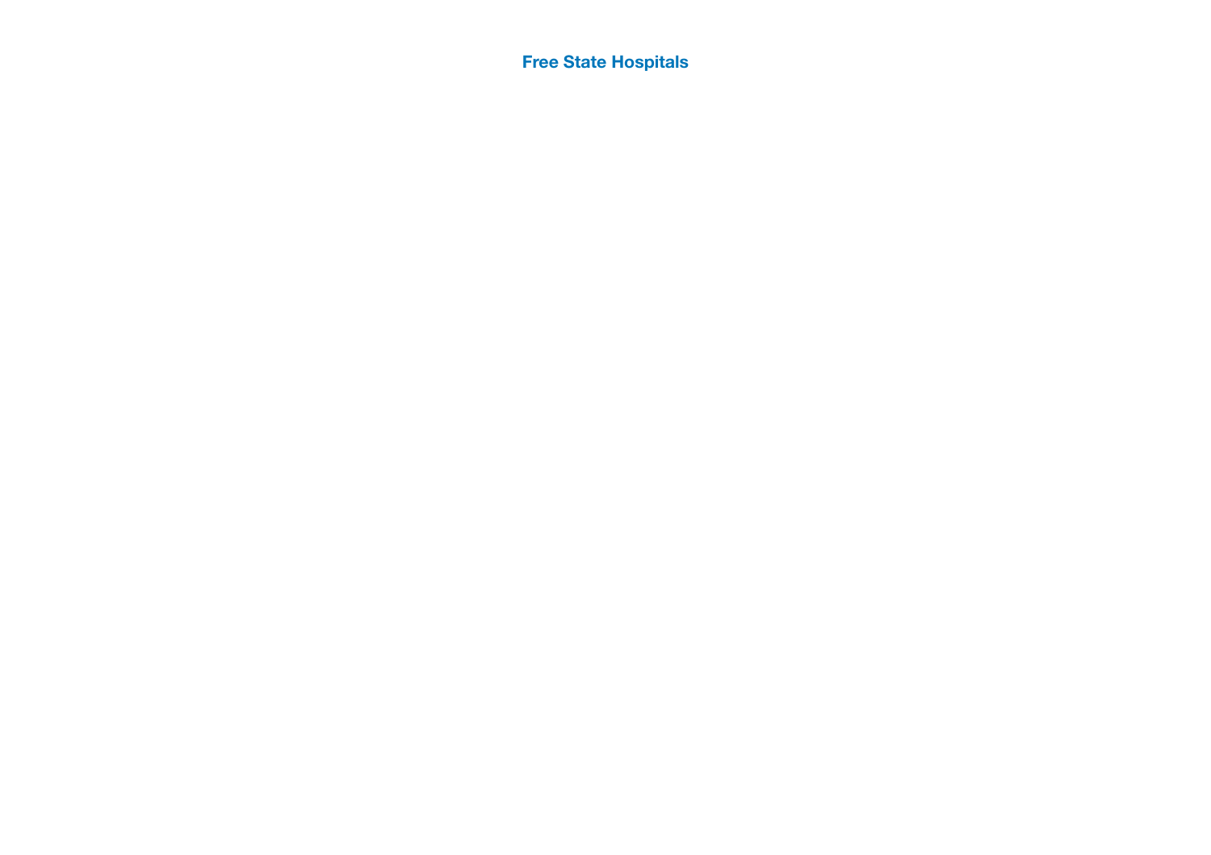## Free State Hospitals